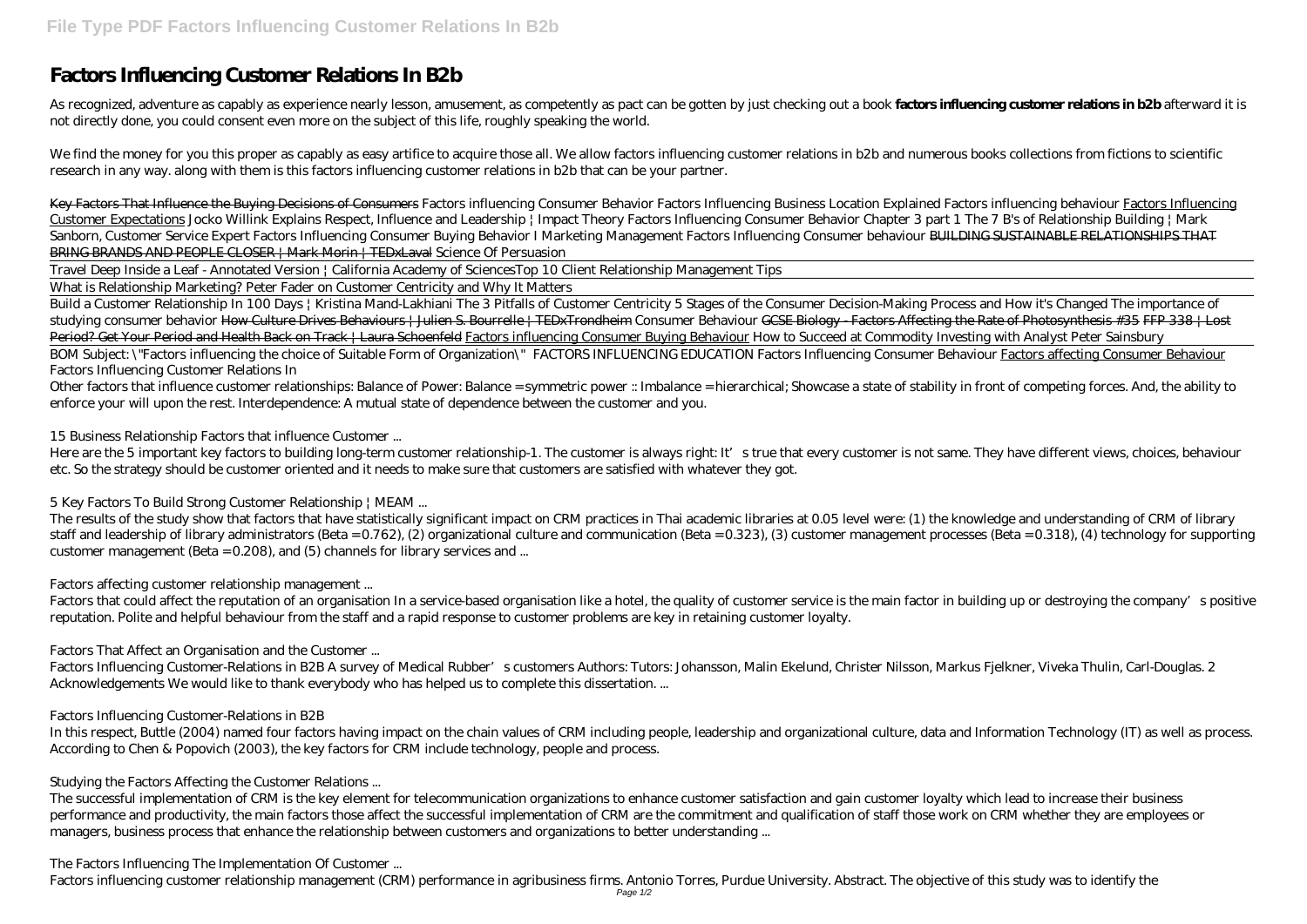# Factors Influencing Customer Relations In B2b

As recognized, adventure as capably as experience nearly lesson, amusement, as competently as pact can be gotten by just checking out a book **factors influencing customer relations in b2b** afterward it is not directly done, you could consent even more on the subject of this life, roughly speaking the world.

We find the money for you this proper as capably as easy artifice to acquire those all. We allow factors influencing customer relations in b2b and numerous books collections from fictions to scientific research in any way. along with them is this factors influencing customer relations in b2b that can be your partner.

Key Factors That Influence the Buying Decisions of Consumers *Factors influencing Consumer Behavior Factors Influencing Business Location Explained Factors influencing behaviour* Factors Influencing Customer Expectations *Jocko Willink Explains Respect, Influence and Leadership | Impact Theory Factors Influencing Consumer Behavior Chapter 3 part 1 The 7 B's of Relationship Building | Mark Sanborn, Customer Service Expert Factors Influencing Consumer Buying Behavior I Marketing Management Factors Influencing Consumer behaviour* BUILDING SUSTAINABLE RELATIONSHIPS THAT BRING BRANDS AND PEOPLE CLOSER | Mark Morin | TEDxLaval *Science Of Persuasion*

Travel Deep Inside a Leaf - Annotated Version | California Academy of Sciences*Top 10 Client Relationship Management Tips*

What is Relationship Marketing? Peter Fader on Customer Centricity and Why It Matters

Build a Customer Relationship In 100 Days | Kristina Mand-Lakhiani *The 3 Pitfalls of Customer Centricity 5 Stages of the Consumer Decision-Making Process and How it's Changed The importance of studying consumer behavior* How Culture Drives Behaviours | Julien S. Bourrelle | TEDxTrondheim *Consumer Behaviour* GCSE Biology - Factors Affecting the Rate of Photosynthesis #35 FFP 338 | Lost Period? Get Your Period and Health Back on Track | Laura Schoenfeld Factors influencing Consumer Buying Behaviour *How to Succeed at Commodity Investing with Analyst Peter Sainsbury*

BOM Subject: \"Factors influencing the choice of Suitable Form of Organization\" *FACTORS INFLUENCING EDUCATION Factors Influencing Consumer Behaviour* Factors affecting Consumer Behaviour

*Factors Influencing Customer Relations In*

Other factors that influence customer relationships: Balance of Power: Balance = symmetric power :: Imbalance = hierarchical; Showcase a state of stability in front of competing forces. And, the ability to enforce your will upon the rest. Interdependence: A mutual state of dependence between the customer and you.

*15 Business Relationship Factors that influence Customer ...*

Here are the 5 important key factors to building long-term customer relationship-1. The customer is always right: It's true that every customer is not same. They have different views, choices, behaviour etc. So the strategy should be customer oriented and it needs to make sure that customers are satisfied with whatever they got.

*5 Key Factors To Build Strong Customer Relationship | MEAM ...*

The results of the study show that factors that have statistically significant impact on CRM practices in Thai academic libraries at 0.05 level were: (1) the knowledge and understanding of CRM of library staff and leadership of library administrators (Beta = 0.762), (2) organizational culture and communication (Beta = 0.323), (3) customer management processes (Beta = 0.318), (4) technology for supporting customer management (Beta = 0.208), and (5) channels for library services and ...

*Factors affecting customer relationship management ...*

Factors that could affect the reputation of an organisation In a service-based organisation like a hotel, the quality of customer service is the main factor in building up or destroying the company's positive reputation. Polite and helpful behaviour from the staff and a rapid response to customer problems are key in retaining customer loyalty.

*Factors That Affect an Organisation and the Customer ...*

Factors Influencing Customer-Relations in B2B A survey of Medical Rubber's customers Authors: Tutors: Johansson, Malin Ekelund, Christer Nilsson, Markus Fjelkner, Viveka Thulin, Carl-Douglas. 2 Acknowledgements We would like to thank everybody who has helped us to complete this dissertation. ...

*Factors Influencing Customer-Relations in B2B*

In this respect, Buttle (2004) named four factors having impact on the chain values of CRM including people, leadership and organizational culture, data and Information Technology (IT) as well as process. According to Chen & Popovich (2003), the key factors for CRM include technology, people and process.

*Studying the Factors Affecting the Customer Relations ...*

The successful implementation of CRM is the key element for telecommunication organizations to enhance customer satisfaction and gain customer loyalty which lead to increase their business performance and productivity, the main factors those affect the successful implementation of CRM are the commitment and qualification of staff those work on CRM whether they are employees or managers, business process that enhance the relationship between customers and organizations to better understanding ...

*The Factors Influencing The Implementation Of Customer ...*

Factors influencing customer relationship management (CRM) performance in agribusiness firms. Antonio Torres, Purdue University. Abstract. The objective of this study was to identify the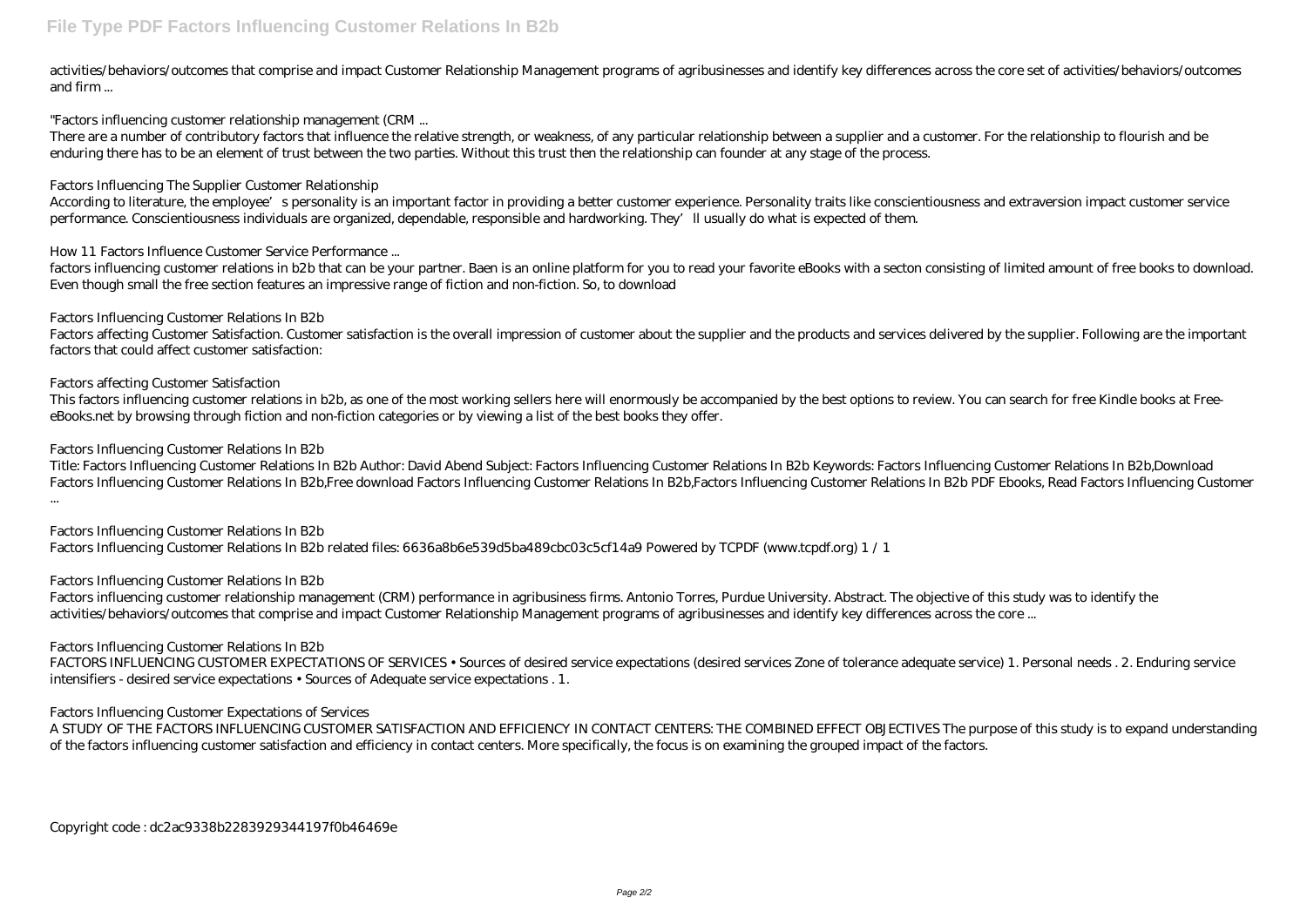activities/behaviors/outcomes that comprise and impact Customer Relationship Management programs of agribusinesses and identify key differences across the core set of activities/behaviors/outcomes and firm ...

*"Factors influencing customer relationship management (CRM ...*

There are a number of contributory factors that influence the relative strength, or weakness, of any particular relationship between a supplier and a customer. For the relationship to flourish and be enduring there has to be an element of trust between the two parties. Without this trust then the relationship can founder at any stage of the process.

*Factors Influencing The Supplier Customer Relationship*

According to literature, the employee's personality is an important factor in providing a better customer experience. Personality traits like conscientiousness and extraversion impact customer service performance. Conscientiousness individuals are organized, dependable, responsible and hardworking. They'll usually do what is expected of them.

*How 11 Factors Influence Customer Service Performance ...*

factors influencing customer relations in b2b that can be your partner. Baen is an online platform for you to read your favorite eBooks with a secton consisting of limited amount of free books to download. Even though small the free section features an impressive range of fiction and non-fiction. So, to download

*Factors Influencing Customer Relations In B2b*

Factors affecting Customer Satisfaction. Customer satisfaction is the overall impression of customer about the supplier and the products and services delivered by the supplier. Following are the important factors that could affect customer satisfaction:

*Factors affecting Customer Satisfaction*

This factors influencing customer relations in b2b, as one of the most working sellers here will enormously be accompanied by the best options to review. You can search for free Kindle books at Free-eBooks.net by browsing through fiction and non-fiction categories or by viewing a list of the best books they offer.

*Factors Influencing Customer Relations In B2b*

Title: Factors Influencing Customer Relations In B2b Author: David Abend Subject: Factors Influencing Customer Relations In B2b Keywords: Factors Influencing Customer Relations In B2b,Download Factors Influencing Customer Relations In B2b,Free download Factors Influencing Customer Relations In B2b,Factors Influencing Customer Relations In B2b PDF Ebooks, Read Factors Influencing Customer ...

*Factors Influencing Customer Relations In B2b*

Factors Influencing Customer Relations In B2b related files: 6636a8b6e539d5ba489cbc03c5cf14a9 Powered by TCPDF (www.tcpdf.org) 1 / 1

*Factors Influencing Customer Relations In B2b*

Factors influencing customer relationship management (CRM) performance in agribusiness firms. Antonio Torres, Purdue University. Abstract. The objective of this study was to identify the activities/behaviors/outcomes that comprise and impact Customer Relationship Management programs of agribusinesses and identify key differences across the core ...

*Factors Influencing Customer Relations In B2b*

FACTORS INFLUENCING CUSTOMER EXPECTATIONS OF SERVICES • Sources of desired service expectations (desired services Zone of tolerance adequate service) 1. Personal needs . 2. Enduring service intensifiers - desired service expectations • Sources of Adequate service expectations . 1.

*Factors Influencing Customer Expectations of Services*

A STUDY OF THE FACTORS INFLUENCING CUSTOMER SATISFACTION AND EFFICIENCY IN CONTACT CENTERS: THE COMBINED EFFECT OBJECTIVES The purpose of this study is to expand understanding of the factors influencing customer satisfaction and efficiency in contact centers. More specifically, the focus is on examining the grouped impact of the factors.

Copyright code : dc2ac9338b2283929344197f0b46469e